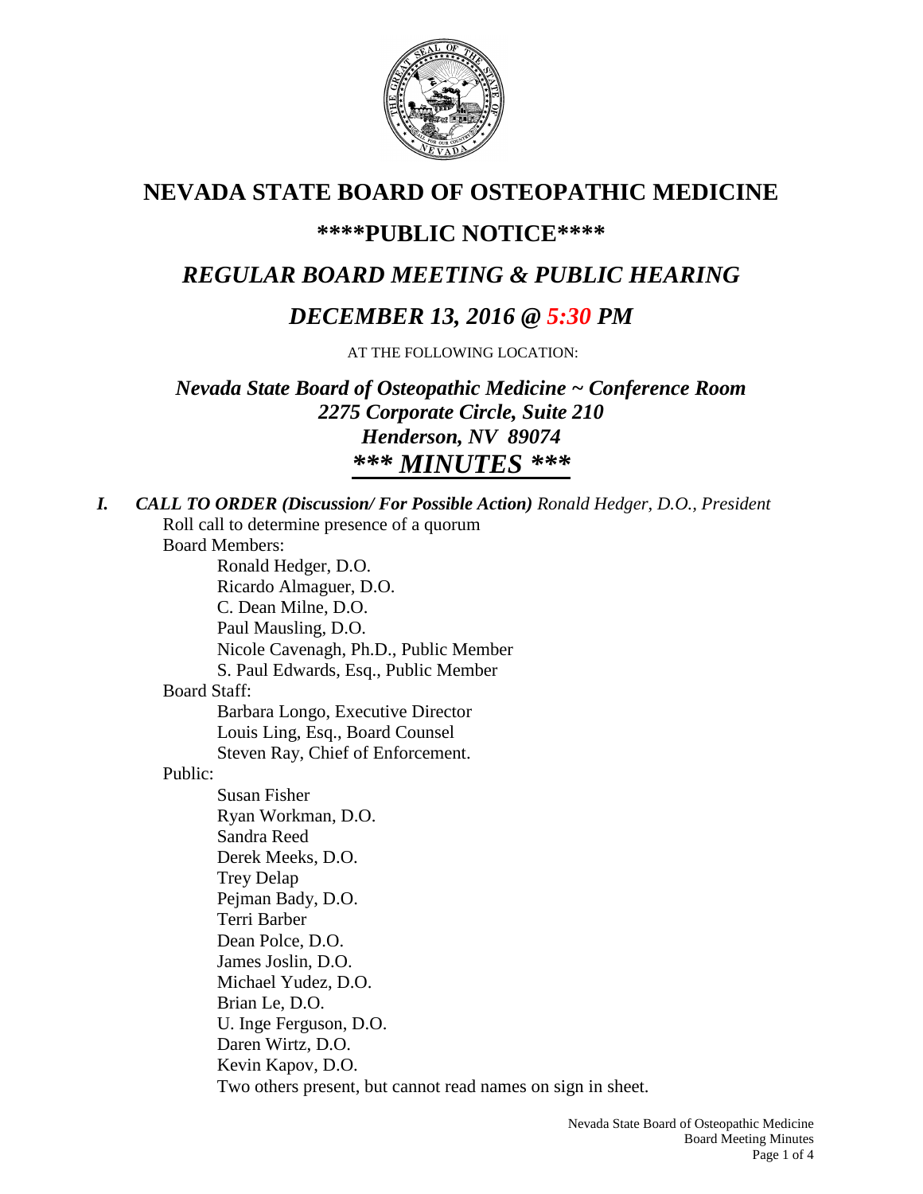# NEVADA STATE BOARD OF OSTEOPATHIC MEDICINE

## \*\*\*\*PUBLIC NOTICE\*\*\*\*

## *REGULAR BOARD MEETING & PUBLIC HEARING*

## *DECEMBER 13, 2016 @ 5:30 PM*

AT THE FOLLOWING LOCATION:

***Nevada State Board of Osteopathic Medicine ~ Conference Room***
***2275 Corporate Circle, Suite 210***
***Henderson, NV 89074***

## ***\*\*\* MINUTES \*\*\****

***I. CALL TO ORDER (Discussion/ For Possible Action)*** *Ronald Hedger, D.O., President*

Roll call to determine presence of a quorum

Board Members:

- Ronald Hedger, D.O.
- Ricardo Almaguer, D.O.
- C. Dean Milne, D.O.
- Paul Mausling, D.O.
- Nicole Cavenagh, Ph.D., Public Member
- S. Paul Edwards, Esq., Public Member

Board Staff:

- Barbara Longo, Executive Director
- Louis Ling, Esq., Board Counsel
- Steven Ray, Chief of Enforcement.

Public:

- Susan Fisher
- Ryan Workman, D.O.
- Sandra Reed
- Derek Meeks, D.O.
- Trey Delap
- Pejman Bady, D.O.
- Terri Barber
- Dean Polce, D.O.
- James Joslin, D.O.
- Michael Yudez, D.O.
- Brian Le, D.O.
- U. Inge Ferguson, D.O.
- Daren Wirtz, D.O.
- Kevin Kapov, D.O.
- Two others present, but cannot read names on sign in sheet.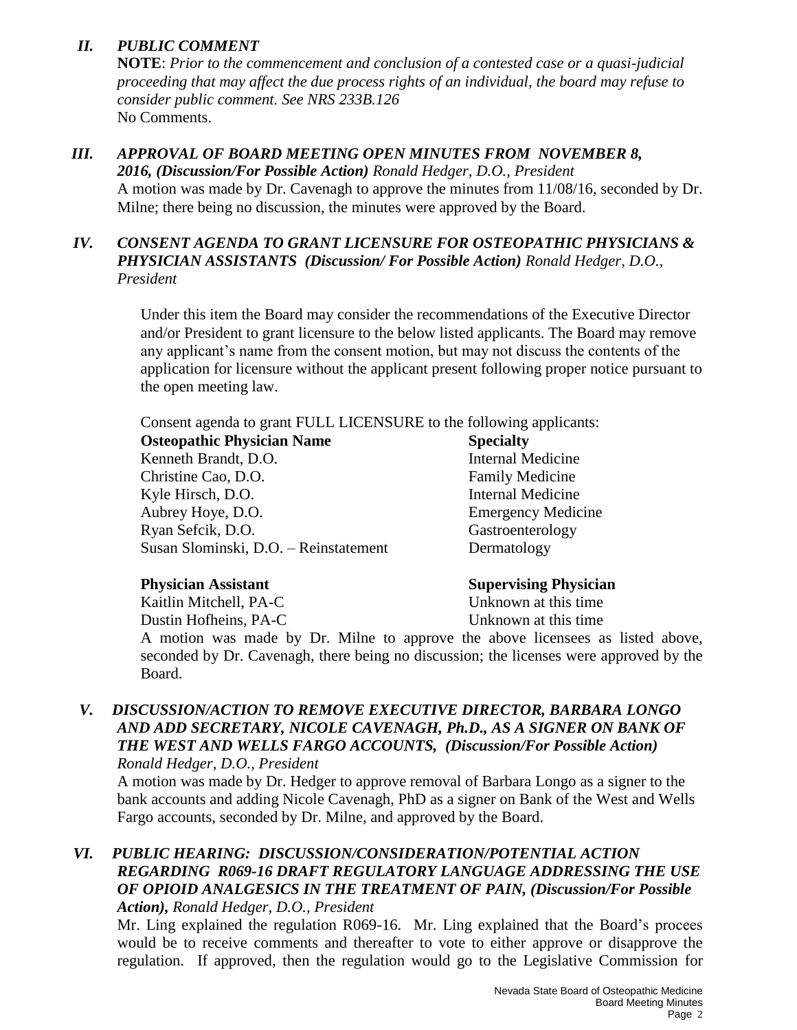## *II. PUBLIC COMMENT*

**NOTE**: *Prior to the commencement and conclusion of a contested case or a quasi-judicial proceeding that may affect the due process rights of an individual, the board may refuse to consider public comment. See NRS 233B.126*

No Comments.

## *III. APPROVAL OF BOARD MEETING OPEN MINUTES FROM NOVEMBER 8, 2016, (Discussion/For Possible Action) Ronald Hedger, D.O., President*

A motion was made by Dr. Cavenagh to approve the minutes from 11/08/16, seconded by Dr. Milne; there being no discussion, the minutes were approved by the Board.

## *IV. CONSENT AGENDA TO GRANT LICENSURE FOR OSTEOPATHIC PHYSICIANS & PHYSICIAN ASSISTANTS (Discussion/ For Possible Action) Ronald Hedger, D.O., President*

Under this item the Board may consider the recommendations of the Executive Director and/or President to grant licensure to the below listed applicants. The Board may remove any applicant's name from the consent motion, but may not discuss the contents of the application for licensure without the applicant present following proper notice pursuant to the open meeting law.

Consent agenda to grant FULL LICENSURE to the following applicants:

| **Osteopathic Physician Name** | **Specialty** |
| --- | --- |
| Kenneth Brandt, D.O. | Internal Medicine |
| Christine Cao, D.O. | Family Medicine |
| Kyle Hirsch, D.O. | Internal Medicine |
| Aubrey Hoye, D.O. | Emergency Medicine |
| Ryan Sefcik, D.O. | Gastroenterology |
| Susan Slominski, D.O. – Reinstatement | Dermatology |

| **Physician Assistant** | **Supervising Physician** |
| --- | --- |
| Kaitlin Mitchell, PA-C | Unknown at this time |
| Dustin Hofheins, PA-C | Unknown at this time |

A motion was made by Dr. Milne to approve the above licensees as listed above, seconded by Dr. Cavenagh, there being no discussion; the licenses were approved by the Board.

## *V. DISCUSSION/ACTION TO REMOVE EXECUTIVE DIRECTOR, BARBARA LONGO AND ADD SECRETARY, NICOLE CAVENAGH, Ph.D., AS A SIGNER ON BANK OF THE WEST AND WELLS FARGO ACCOUNTS, (Discussion/For Possible Action) Ronald Hedger, D.O., President*

A motion was made by Dr. Hedger to approve removal of Barbara Longo as a signer to the bank accounts and adding Nicole Cavenagh, PhD as a signer on Bank of the West and Wells Fargo accounts, seconded by Dr. Milne, and approved by the Board.

## *VI. PUBLIC HEARING: DISCUSSION/CONSIDERATION/POTENTIAL ACTION REGARDING R069-16 DRAFT REGULATORY LANGUAGE ADDRESSING THE USE OF OPIOID ANALGESICS IN THE TREATMENT OF PAIN, (Discussion/For Possible Action), Ronald Hedger, D.O., President*

Mr. Ling explained the regulation R069-16. Mr. Ling explained that the Board's procees would be to receive comments and thereafter to vote to either approve or disapprove the regulation. If approved, then the regulation would go to the Legislative Commission for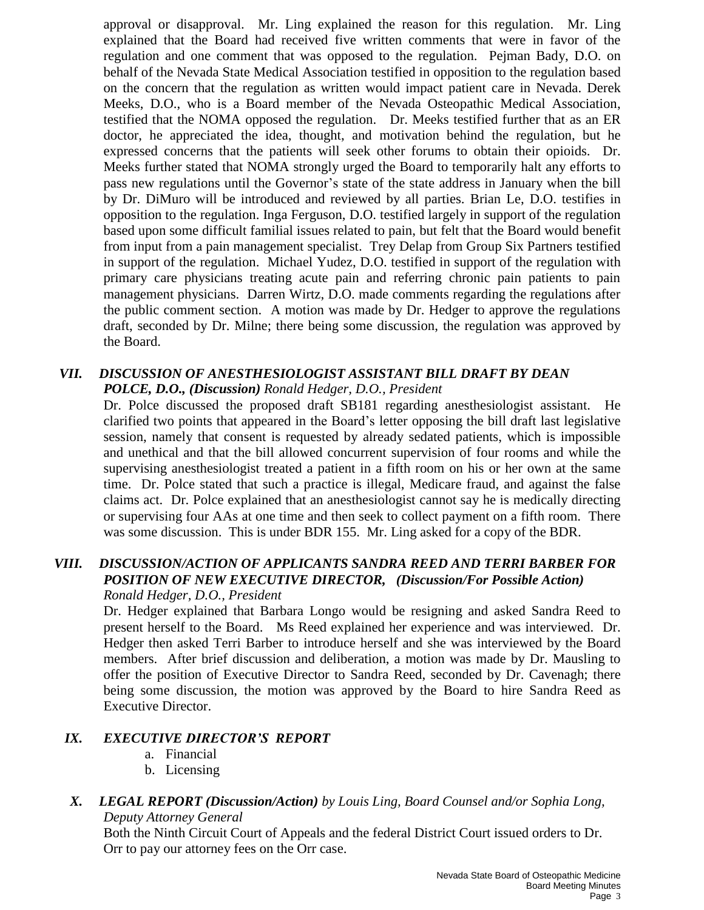approval or disapproval. Mr. Ling explained the reason for this regulation. Mr. Ling explained that the Board had received five written comments that were in favor of the regulation and one comment that was opposed to the regulation. Pejman Bady, D.O. on behalf of the Nevada State Medical Association testified in opposition to the regulation based on the concern that the regulation as written would impact patient care in Nevada. Derek Meeks, D.O., who is a Board member of the Nevada Osteopathic Medical Association, testified that the NOMA opposed the regulation. Dr. Meeks testified further that as an ER doctor, he appreciated the idea, thought, and motivation behind the regulation, but he expressed concerns that the patients will seek other forums to obtain their opioids. Dr. Meeks further stated that NOMA strongly urged the Board to temporarily halt any efforts to pass new regulations until the Governor's state of the state address in January when the bill by Dr. DiMuro will be introduced and reviewed by all parties. Brian Le, D.O. testifies in opposition to the regulation. Inga Ferguson, D.O. testified largely in support of the regulation based upon some difficult familial issues related to pain, but felt that the Board would benefit from input from a pain management specialist. Trey Delap from Group Six Partners testified in support of the regulation. Michael Yudez, D.O. testified in support of the regulation with primary care physicians treating acute pain and referring chronic pain patients to pain management physicians. Darren Wirtz, D.O. made comments regarding the regulations after the public comment section. A motion was made by Dr. Hedger to approve the regulations draft, seconded by Dr. Milne; there being some discussion, the regulation was approved by the Board.

### VII. *DISCUSSION OF ANESTHESIOLOGIST ASSISTANT BILL DRAFT BY DEAN POLCE, D.O., (Discussion)* *Ronald Hedger, D.O., President*

Dr. Polce discussed the proposed draft SB181 regarding anesthesiologist assistant. He clarified two points that appeared in the Board's letter opposing the bill draft last legislative session, namely that consent is requested by already sedated patients, which is impossible and unethical and that the bill allowed concurrent supervision of four rooms and while the supervising anesthesiologist treated a patient in a fifth room on his or her own at the same time. Dr. Polce stated that such a practice is illegal, Medicare fraud, and against the false claims act. Dr. Polce explained that an anesthesiologist cannot say he is medically directing or supervising four AAs at one time and then seek to collect payment on a fifth room. There was some discussion. This is under BDR 155. Mr. Ling asked for a copy of the BDR.

### VIII. *DISCUSSION/ACTION OF APPLICANTS SANDRA REED AND TERRI BARBER FOR POSITION OF NEW EXECUTIVE DIRECTOR, (Discussion/For Possible Action)* *Ronald Hedger, D.O., President*

Dr. Hedger explained that Barbara Longo would be resigning and asked Sandra Reed to present herself to the Board. Ms Reed explained her experience and was interviewed. Dr. Hedger then asked Terri Barber to introduce herself and she was interviewed by the Board members. After brief discussion and deliberation, a motion was made by Dr. Mausling to offer the position of Executive Director to Sandra Reed, seconded by Dr. Cavenagh; there being some discussion, the motion was approved by the Board to hire Sandra Reed as Executive Director.

### IX. *EXECUTIVE DIRECTOR'S REPORT*

a. Financial
b. Licensing

### X. *LEGAL REPORT (Discussion/Action)* *by Louis Ling, Board Counsel and/or Sophia Long, Deputy Attorney General*

Both the Ninth Circuit Court of Appeals and the federal District Court issued orders to Dr. Orr to pay our attorney fees on the Orr case.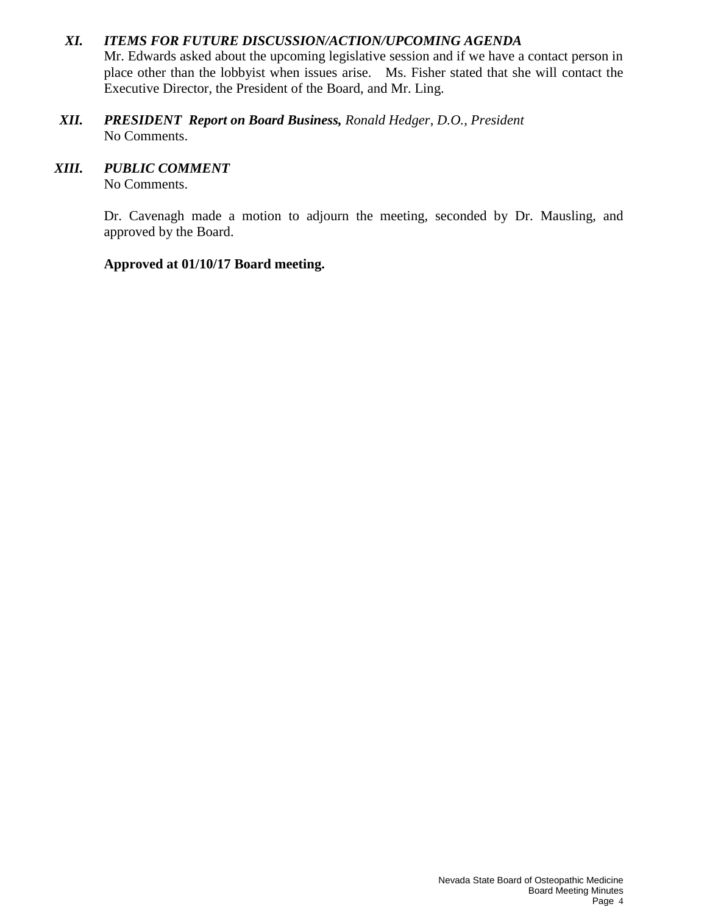### *XI. ITEMS FOR FUTURE DISCUSSION/ACTION/UPCOMING AGENDA*

Mr. Edwards asked about the upcoming legislative session and if we have a contact person in place other than the lobbyist when issues arise. Ms. Fisher stated that she will contact the Executive Director, the President of the Board, and Mr. Ling.

### *XII. PRESIDENT Report on Board Business, Ronald Hedger, D.O., President*

No Comments.

### *XIII. PUBLIC COMMENT*

No Comments.

Dr. Cavenagh made a motion to adjourn the meeting, seconded by Dr. Mausling, and approved by the Board.

**Approved at 01/10/17 Board meeting.**